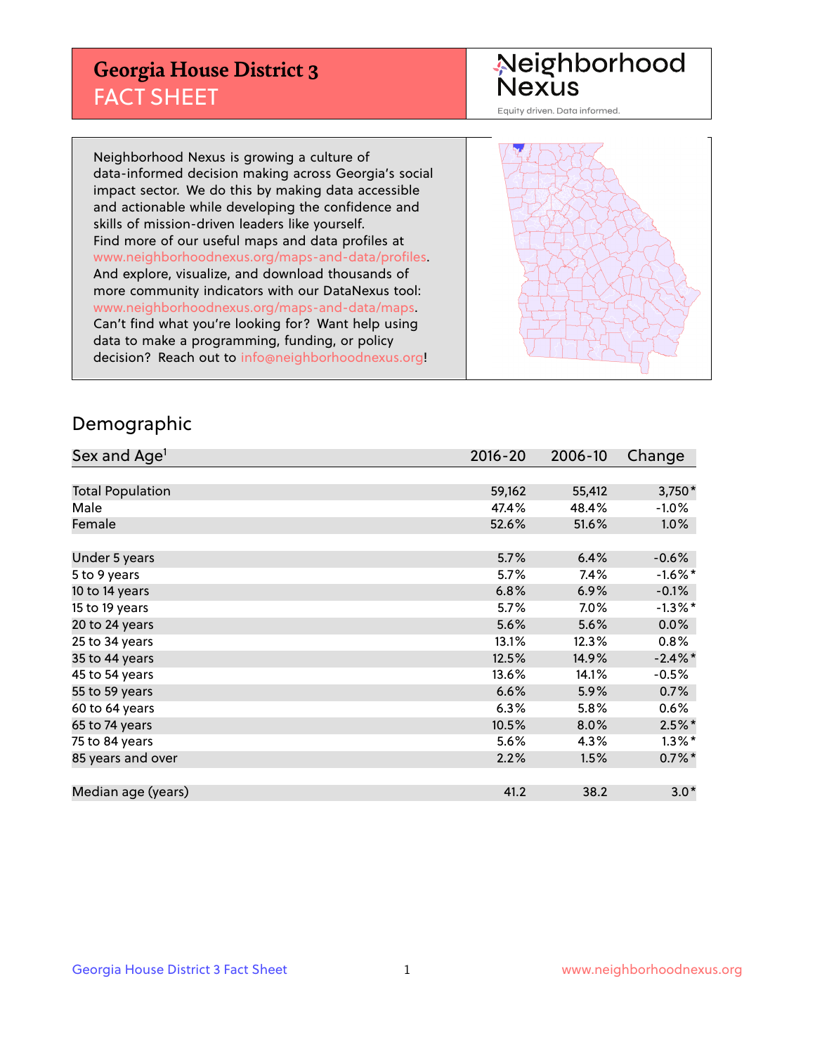# Georgia House District 3
## FACT SHEET

Neighborhood Nexus
Equity driven. Data informed.

Neighborhood Nexus is growing a culture of data-informed decision making across Georgia's social impact sector. We do this by making data accessible and actionable while developing the confidence and skills of mission-driven leaders like yourself. Find more of our useful maps and data profiles at www.neighborhoodnexus.org/maps-and-data/profiles. And explore, visualize, and download thousands of more community indicators with our DataNexus tool: www.neighborhoodnexus.org/maps-and-data/maps. Can't find what you're looking for? Want help using data to make a programming, funding, or policy decision? Reach out to info@neighborhoodnexus.org!

## Demographic

| Sex and Age[1] | 2016-20 | 2006-10 | Change |
|---|---|---|---|
| Total Population | 59,162 | 55,412 | 3,750* |
| Male | 47.4% | 48.4% | -1.0% |
| Female | 52.6% | 51.6% | 1.0% |
| | | | |
| Under 5 years | 5.7% | 6.4% | -0.6% |
| 5 to 9 years | 5.7% | 7.4% | -1.6%* |
| 10 to 14 years | 6.8% | 6.9% | -0.1% |
| 15 to 19 years | 5.7% | 7.0% | -1.3%* |
| 20 to 24 years | 5.6% | 5.6% | 0.0% |
| 25 to 34 years | 13.1% | 12.3% | 0.8% |
| 35 to 44 years | 12.5% | 14.9% | -2.4%* |
| 45 to 54 years | 13.6% | 14.1% | -0.5% |
| 55 to 59 years | 6.6% | 5.9% | 0.7% |
| 60 to 64 years | 6.3% | 5.8% | 0.6% |
| 65 to 74 years | 10.5% | 8.0% | 2.5%* |
| 75 to 84 years | 5.6% | 4.3% | 1.3%* |
| 85 years and over | 2.2% | 1.5% | 0.7%* |
| | | | |
| Median age (years) | 41.2 | 38.2 | 3.0* |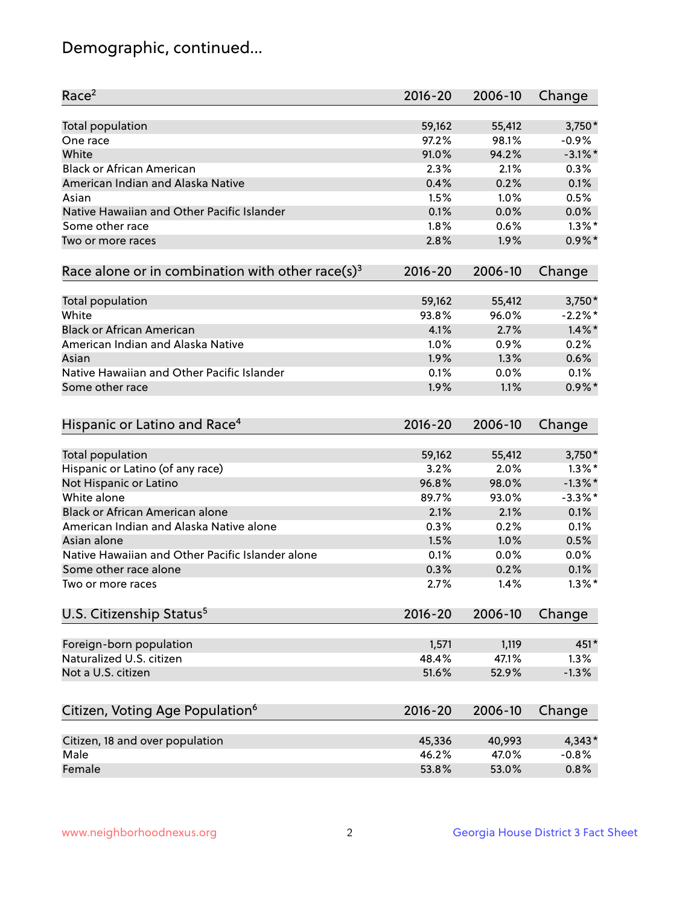# Demographic, continued...

| Race[2] | 2016-20 | 2006-10 | Change |
|---|---|---|---|
| Total population | 59,162 | 55,412 | 3,750* |
| One race | 97.2% | 98.1% | -0.9% |
| White | 91.0% | 94.2% | -3.1%* |
| Black or African American | 2.3% | 2.1% | 0.3% |
| American Indian and Alaska Native | 0.4% | 0.2% | 0.1% |
| Asian | 1.5% | 1.0% | 0.5% |
| Native Hawaiian and Other Pacific Islander | 0.1% | 0.0% | 0.0% |
| Some other race | 1.8% | 0.6% | 1.3%* |
| Two or more races | 2.8% | 1.9% | 0.9%* |

| Race alone or in combination with other race(s)[3] | 2016-20 | 2006-10 | Change |
|---|---|---|---|
| Total population | 59,162 | 55,412 | 3,750* |
| White | 93.8% | 96.0% | -2.2%* |
| Black or African American | 4.1% | 2.7% | 1.4%* |
| American Indian and Alaska Native | 1.0% | 0.9% | 0.2% |
| Asian | 1.9% | 1.3% | 0.6% |
| Native Hawaiian and Other Pacific Islander | 0.1% | 0.0% | 0.1% |
| Some other race | 1.9% | 1.1% | 0.9%* |

| Hispanic or Latino and Race[4] | 2016-20 | 2006-10 | Change |
|---|---|---|---|
| Total population | 59,162 | 55,412 | 3,750* |
| Hispanic or Latino (of any race) | 3.2% | 2.0% | 1.3%* |
| Not Hispanic or Latino | 96.8% | 98.0% | -1.3%* |
| White alone | 89.7% | 93.0% | -3.3%* |
| Black or African American alone | 2.1% | 2.1% | 0.1% |
| American Indian and Alaska Native alone | 0.3% | 0.2% | 0.1% |
| Asian alone | 1.5% | 1.0% | 0.5% |
| Native Hawaiian and Other Pacific Islander alone | 0.1% | 0.0% | 0.0% |
| Some other race alone | 0.3% | 0.2% | 0.1% |
| Two or more races | 2.7% | 1.4% | 1.3%* |

| U.S. Citizenship Status[5] | 2016-20 | 2006-10 | Change |
|---|---|---|---|
| Foreign-born population | 1,571 | 1,119 | 451* |
| Naturalized U.S. citizen | 48.4% | 47.1% | 1.3% |
| Not a U.S. citizen | 51.6% | 52.9% | -1.3% |

| Citizen, Voting Age Population[6] | 2016-20 | 2006-10 | Change |
|---|---|---|---|
| Citizen, 18 and over population | 45,336 | 40,993 | 4,343* |
| Male | 46.2% | 47.0% | -0.8% |
| Female | 53.8% | 53.0% | 0.8% |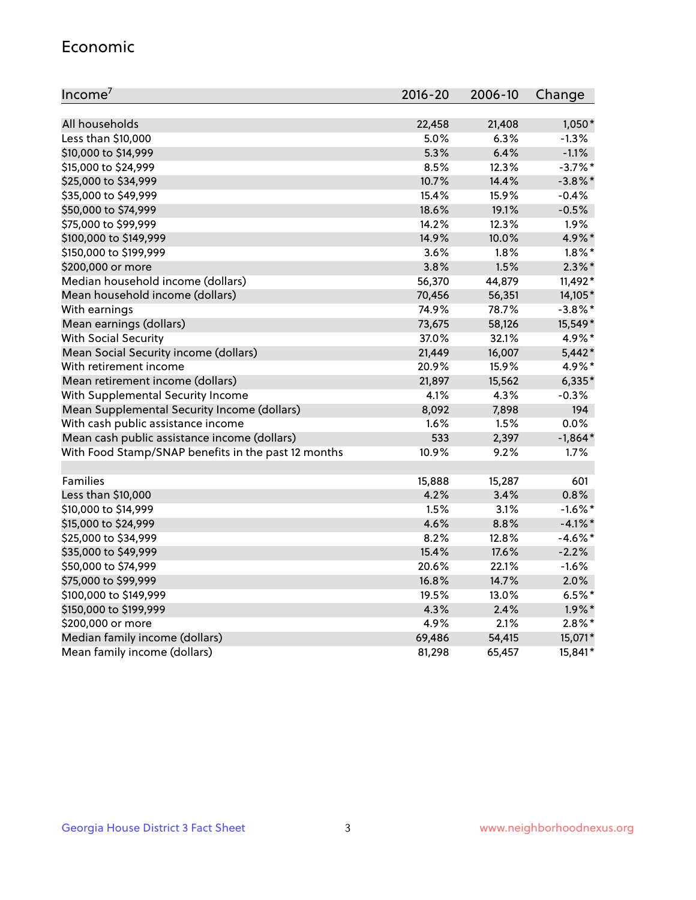## Economic

| Income[7] | 2016-20 | 2006-10 | Change |
|---|---|---|---|
| All households | 22,458 | 21,408 | 1,050* |
| Less than $10,000 | 5.0% | 6.3% | -1.3% |
| $10,000 to $14,999 | 5.3% | 6.4% | -1.1% |
| $15,000 to $24,999 | 8.5% | 12.3% | -3.7%* |
| $25,000 to $34,999 | 10.7% | 14.4% | -3.8%* |
| $35,000 to $49,999 | 15.4% | 15.9% | -0.4% |
| $50,000 to $74,999 | 18.6% | 19.1% | -0.5% |
| $75,000 to $99,999 | 14.2% | 12.3% | 1.9% |
| $100,000 to $149,999 | 14.9% | 10.0% | 4.9%* |
| $150,000 to $199,999 | 3.6% | 1.8% | 1.8%* |
| $200,000 or more | 3.8% | 1.5% | 2.3%* |
| Median household income (dollars) | 56,370 | 44,879 | 11,492* |
| Mean household income (dollars) | 70,456 | 56,351 | 14,105* |
| With earnings | 74.9% | 78.7% | -3.8%* |
| Mean earnings (dollars) | 73,675 | 58,126 | 15,549* |
| With Social Security | 37.0% | 32.1% | 4.9%* |
| Mean Social Security income (dollars) | 21,449 | 16,007 | 5,442* |
| With retirement income | 20.9% | 15.9% | 4.9%* |
| Mean retirement income (dollars) | 21,897 | 15,562 | 6,335* |
| With Supplemental Security Income | 4.1% | 4.3% | -0.3% |
| Mean Supplemental Security Income (dollars) | 8,092 | 7,898 | 194 |
| With cash public assistance income | 1.6% | 1.5% | 0.0% |
| Mean cash public assistance income (dollars) | 533 | 2,397 | -1,864* |
| With Food Stamp/SNAP benefits in the past 12 months | 10.9% | 9.2% | 1.7% |
| | | | |
| Families | 15,888 | 15,287 | 601 |
| Less than $10,000 | 4.2% | 3.4% | 0.8% |
| $10,000 to $14,999 | 1.5% | 3.1% | -1.6%* |
| $15,000 to $24,999 | 4.6% | 8.8% | -4.1%* |
| $25,000 to $34,999 | 8.2% | 12.8% | -4.6%* |
| $35,000 to $49,999 | 15.4% | 17.6% | -2.2% |
| $50,000 to $74,999 | 20.6% | 22.1% | -1.6% |
| $75,000 to $99,999 | 16.8% | 14.7% | 2.0% |
| $100,000 to $149,999 | 19.5% | 13.0% | 6.5%* |
| $150,000 to $199,999 | 4.3% | 2.4% | 1.9%* |
| $200,000 or more | 4.9% | 2.1% | 2.8%* |
| Median family income (dollars) | 69,486 | 54,415 | 15,071* |
| Mean family income (dollars) | 81,298 | 65,457 | 15,841* |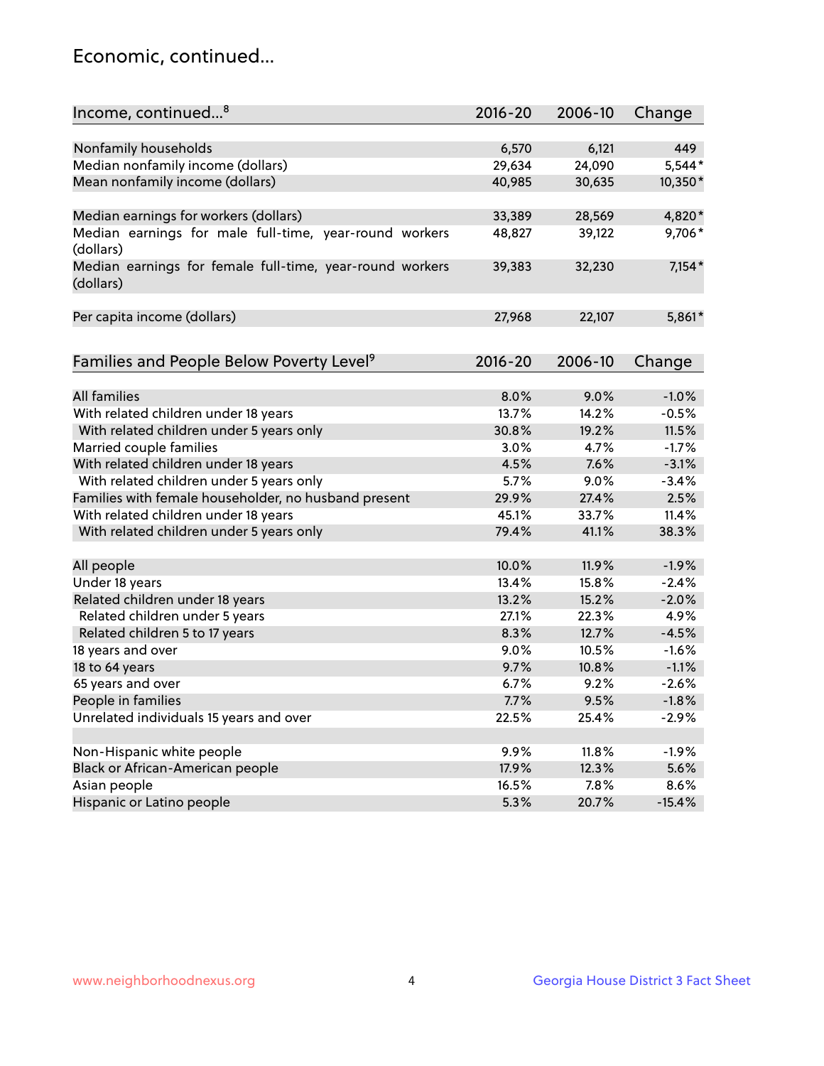# Economic, continued...

| Income, continued...[8] | 2016-20 | 2006-10 | Change |
|---|---|---|---|
| Nonfamily households | 6,570 | 6,121 | 449 |
| Median nonfamily income (dollars) | 29,634 | 24,090 | 5,544* |
| Mean nonfamily income (dollars) | 40,985 | 30,635 | 10,350* |
| Median earnings for workers (dollars) | 33,389 | 28,569 | 4,820* |
| Median earnings for male full-time, year-round workers (dollars) | 48,827 | 39,122 | 9,706* |
| Median earnings for female full-time, year-round workers (dollars) | 39,383 | 32,230 | 7,154* |
| Per capita income (dollars) | 27,968 | 22,107 | 5,861* |

| Families and People Below Poverty Level[9] | 2016-20 | 2006-10 | Change |
|---|---|---|---|
| All families | 8.0% | 9.0% | -1.0% |
| With related children under 18 years | 13.7% | 14.2% | -0.5% |
| With related children under 5 years only | 30.8% | 19.2% | 11.5% |
| Married couple families | 3.0% | 4.7% | -1.7% |
| With related children under 18 years | 4.5% | 7.6% | -3.1% |
| With related children under 5 years only | 5.7% | 9.0% | -3.4% |
| Families with female householder, no husband present | 29.9% | 27.4% | 2.5% |
| With related children under 18 years | 45.1% | 33.7% | 11.4% |
| With related children under 5 years only | 79.4% | 41.1% | 38.3% |
| All people | 10.0% | 11.9% | -1.9% |
| Under 18 years | 13.4% | 15.8% | -2.4% |
| Related children under 18 years | 13.2% | 15.2% | -2.0% |
| Related children under 5 years | 27.1% | 22.3% | 4.9% |
| Related children 5 to 17 years | 8.3% | 12.7% | -4.5% |
| 18 years and over | 9.0% | 10.5% | -1.6% |
| 18 to 64 years | 9.7% | 10.8% | -1.1% |
| 65 years and over | 6.7% | 9.2% | -2.6% |
| People in families | 7.7% | 9.5% | -1.8% |
| Unrelated individuals 15 years and over | 22.5% | 25.4% | -2.9% |
| Non-Hispanic white people | 9.9% | 11.8% | -1.9% |
| Black or African-American people | 17.9% | 12.3% | 5.6% |
| Asian people | 16.5% | 7.8% | 8.6% |
| Hispanic or Latino people | 5.3% | 20.7% | -15.4% |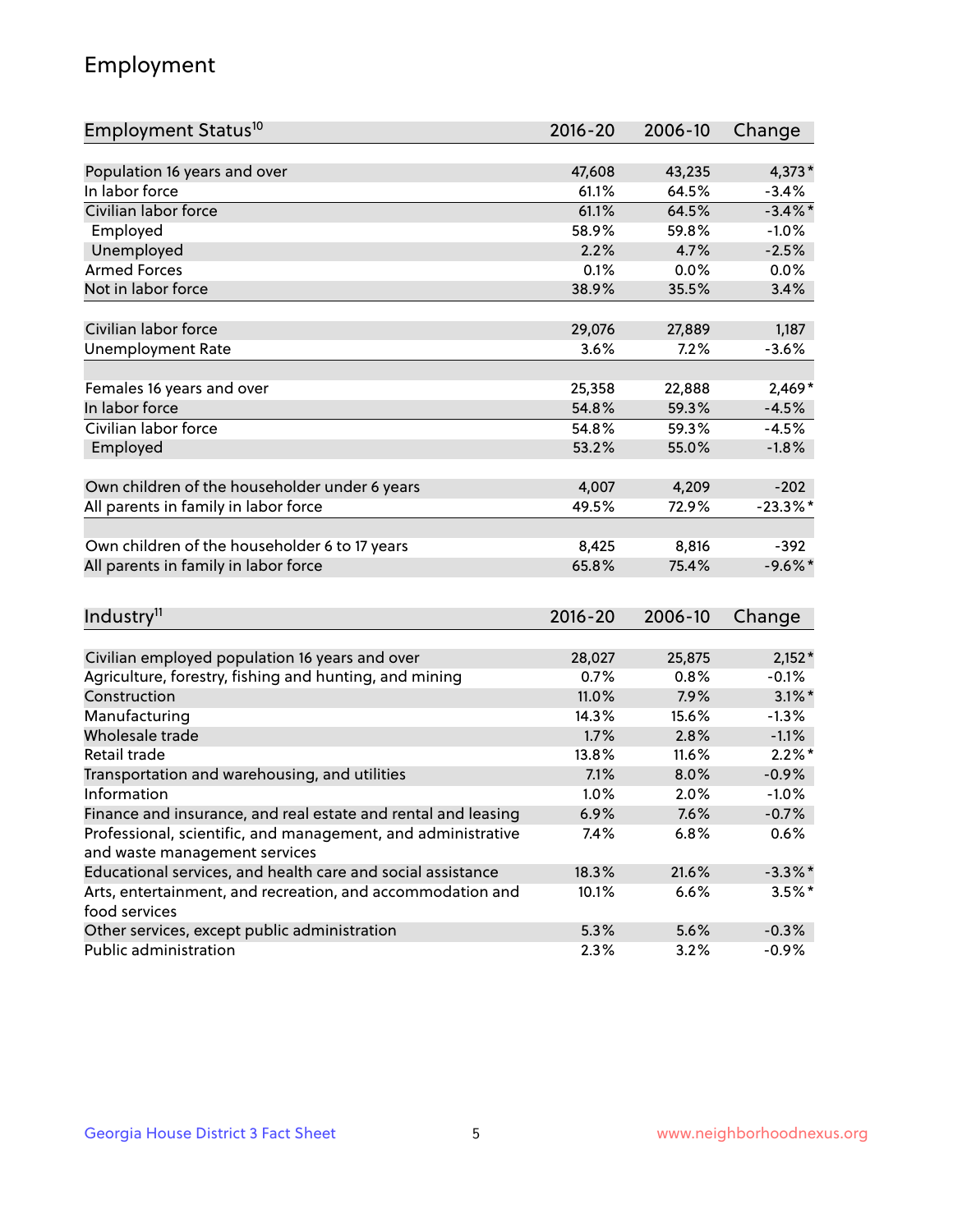## Employment

| Employment Status[10] | 2016-20 | 2006-10 | Change |
|---|---|---|---|
| Population 16 years and over | 47,608 | 43,235 | 4,373* |
| In labor force | 61.1% | 64.5% | -3.4% |
| Civilian labor force | 61.1% | 64.5% | -3.4%* |
| Employed | 58.9% | 59.8% | -1.0% |
| Unemployed | 2.2% | 4.7% | -2.5% |
| Armed Forces | 0.1% | 0.0% | 0.0% |
| Not in labor force | 38.9% | 35.5% | 3.4% |
| | | | |
| Civilian labor force | 29,076 | 27,889 | 1,187 |
| Unemployment Rate | 3.6% | 7.2% | -3.6% |
| | | | |
| Females 16 years and over | 25,358 | 22,888 | 2,469* |
| In labor force | 54.8% | 59.3% | -4.5% |
| Civilian labor force | 54.8% | 59.3% | -4.5% |
| Employed | 53.2% | 55.0% | -1.8% |
| | | | |
| Own children of the householder under 6 years | 4,007 | 4,209 | -202 |
| All parents in family in labor force | 49.5% | 72.9% | -23.3%* |
| | | | |
| Own children of the householder 6 to 17 years | 8,425 | 8,816 | -392 |
| All parents in family in labor force | 65.8% | 75.4% | -9.6%* |

| Industry[11] | 2016-20 | 2006-10 | Change |
|---|---|---|---|
| Civilian employed population 16 years and over | 28,027 | 25,875 | 2,152* |
| Agriculture, forestry, fishing and hunting, and mining | 0.7% | 0.8% | -0.1% |
| Construction | 11.0% | 7.9% | 3.1%* |
| Manufacturing | 14.3% | 15.6% | -1.3% |
| Wholesale trade | 1.7% | 2.8% | -1.1% |
| Retail trade | 13.8% | 11.6% | 2.2%* |
| Transportation and warehousing, and utilities | 7.1% | 8.0% | -0.9% |
| Information | 1.0% | 2.0% | -1.0% |
| Finance and insurance, and real estate and rental and leasing | 6.9% | 7.6% | -0.7% |
| Professional, scientific, and management, and administrative and waste management services | 7.4% | 6.8% | 0.6% |
| Educational services, and health care and social assistance | 18.3% | 21.6% | -3.3%* |
| Arts, entertainment, and recreation, and accommodation and food services | 10.1% | 6.6% | 3.5%* |
| Other services, except public administration | 5.3% | 5.6% | -0.3% |
| Public administration | 2.3% | 3.2% | -0.9% |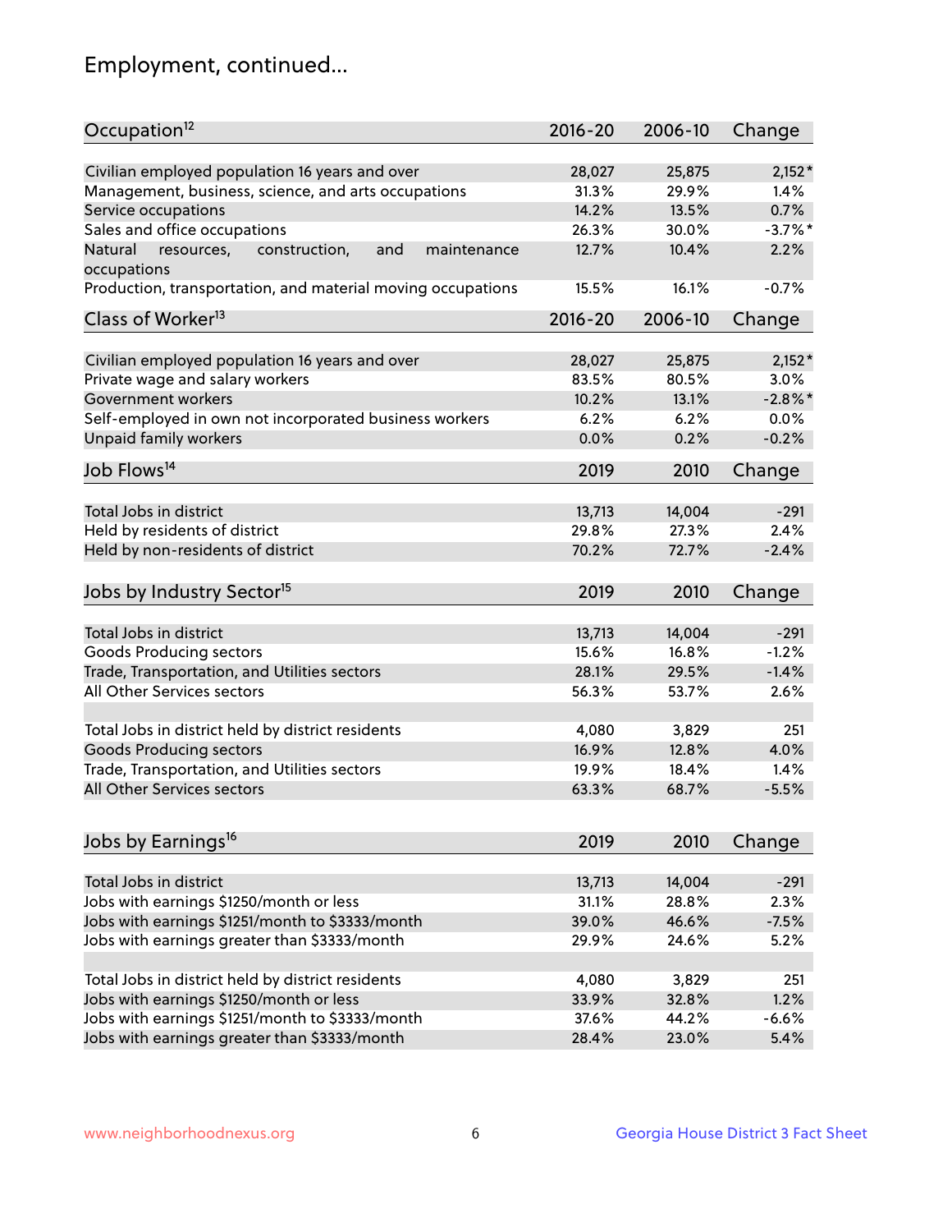# Employment, continued...

| Occupation[12] | 2016-20 | 2006-10 | Change |
|---|---|---|---|
| Civilian employed population 16 years and over | 28,027 | 25,875 | 2,152* |
| Management, business, science, and arts occupations | 31.3% | 29.9% | 1.4% |
| Service occupations | 14.2% | 13.5% | 0.7% |
| Sales and office occupations | 26.3% | 30.0% | -3.7%* |
| Natural resources, construction, and maintenance occupations | 12.7% | 10.4% | 2.2% |
| Production, transportation, and material moving occupations | 15.5% | 16.1% | -0.7% |

| Class of Worker[13] | 2016-20 | 2006-10 | Change |
|---|---|---|---|
| Civilian employed population 16 years and over | 28,027 | 25,875 | 2,152* |
| Private wage and salary workers | 83.5% | 80.5% | 3.0% |
| Government workers | 10.2% | 13.1% | -2.8%* |
| Self-employed in own not incorporated business workers | 6.2% | 6.2% | 0.0% |
| Unpaid family workers | 0.0% | 0.2% | -0.2% |

| Job Flows[14] | 2019 | 2010 | Change |
|---|---|---|---|
| Total Jobs in district | 13,713 | 14,004 | -291 |
| Held by residents of district | 29.8% | 27.3% | 2.4% |
| Held by non-residents of district | 70.2% | 72.7% | -2.4% |

| Jobs by Industry Sector[15] | 2019 | 2010 | Change |
|---|---|---|---|
| Total Jobs in district | 13,713 | 14,004 | -291 |
| Goods Producing sectors | 15.6% | 16.8% | -1.2% |
| Trade, Transportation, and Utilities sectors | 28.1% | 29.5% | -1.4% |
| All Other Services sectors | 56.3% | 53.7% | 2.6% |
| | | | |
| Total Jobs in district held by district residents | 4,080 | 3,829 | 251 |
| Goods Producing sectors | 16.9% | 12.8% | 4.0% |
| Trade, Transportation, and Utilities sectors | 19.9% | 18.4% | 1.4% |
| All Other Services sectors | 63.3% | 68.7% | -5.5% |

| Jobs by Earnings[16] | 2019 | 2010 | Change |
|---|---|---|---|
| Total Jobs in district | 13,713 | 14,004 | -291 |
| Jobs with earnings $1250/month or less | 31.1% | 28.8% | 2.3% |
| Jobs with earnings $1251/month to $3333/month | 39.0% | 46.6% | -7.5% |
| Jobs with earnings greater than $3333/month | 29.9% | 24.6% | 5.2% |
| | | | |
| Total Jobs in district held by district residents | 4,080 | 3,829 | 251 |
| Jobs with earnings $1250/month or less | 33.9% | 32.8% | 1.2% |
| Jobs with earnings $1251/month to $3333/month | 37.6% | 44.2% | -6.6% |
| Jobs with earnings greater than $3333/month | 28.4% | 23.0% | 5.4% |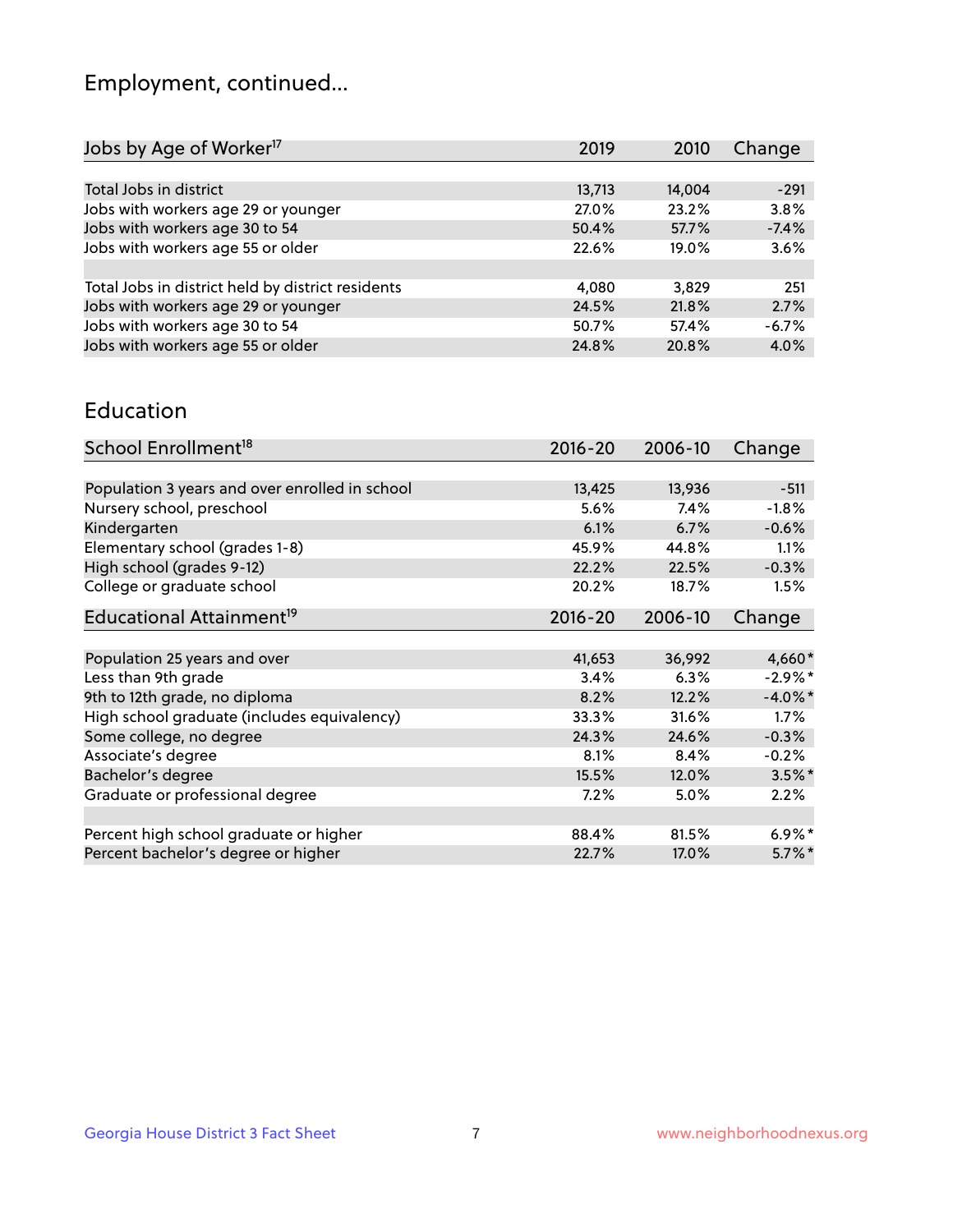# Employment, continued...

| Jobs by Age of Worker[17] | 2019 | 2010 | Change |
|---|---|---|---|
| Total Jobs in district | 13,713 | 14,004 | -291 |
| Jobs with workers age 29 or younger | 27.0% | 23.2% | 3.8% |
| Jobs with workers age 30 to 54 | 50.4% | 57.7% | -7.4% |
| Jobs with workers age 55 or older | 22.6% | 19.0% | 3.6% |
| | | | |
| Total Jobs in district held by district residents | 4,080 | 3,829 | 251 |
| Jobs with workers age 29 or younger | 24.5% | 21.8% | 2.7% |
| Jobs with workers age 30 to 54 | 50.7% | 57.4% | -6.7% |
| Jobs with workers age 55 or older | 24.8% | 20.8% | 4.0% |

## Education

| School Enrollment[18] | 2016-20 | 2006-10 | Change |
|---|---|---|---|
| Population 3 years and over enrolled in school | 13,425 | 13,936 | -511 |
| Nursery school, preschool | 5.6% | 7.4% | -1.8% |
| Kindergarten | 6.1% | 6.7% | -0.6% |
| Elementary school (grades 1-8) | 45.9% | 44.8% | 1.1% |
| High school (grades 9-12) | 22.2% | 22.5% | -0.3% |
| College or graduate school | 20.2% | 18.7% | 1.5% |

| Educational Attainment[19] | 2016-20 | 2006-10 | Change |
|---|---|---|---|
| Population 25 years and over | 41,653 | 36,992 | 4,660* |
| Less than 9th grade | 3.4% | 6.3% | -2.9%* |
| 9th to 12th grade, no diploma | 8.2% | 12.2% | -4.0%* |
| High school graduate (includes equivalency) | 33.3% | 31.6% | 1.7% |
| Some college, no degree | 24.3% | 24.6% | -0.3% |
| Associate's degree | 8.1% | 8.4% | -0.2% |
| Bachelor's degree | 15.5% | 12.0% | 3.5%* |
| Graduate or professional degree | 7.2% | 5.0% | 2.2% |
| | | | |
| Percent high school graduate or higher | 88.4% | 81.5% | 6.9%* |
| Percent bachelor's degree or higher | 22.7% | 17.0% | 5.7%* |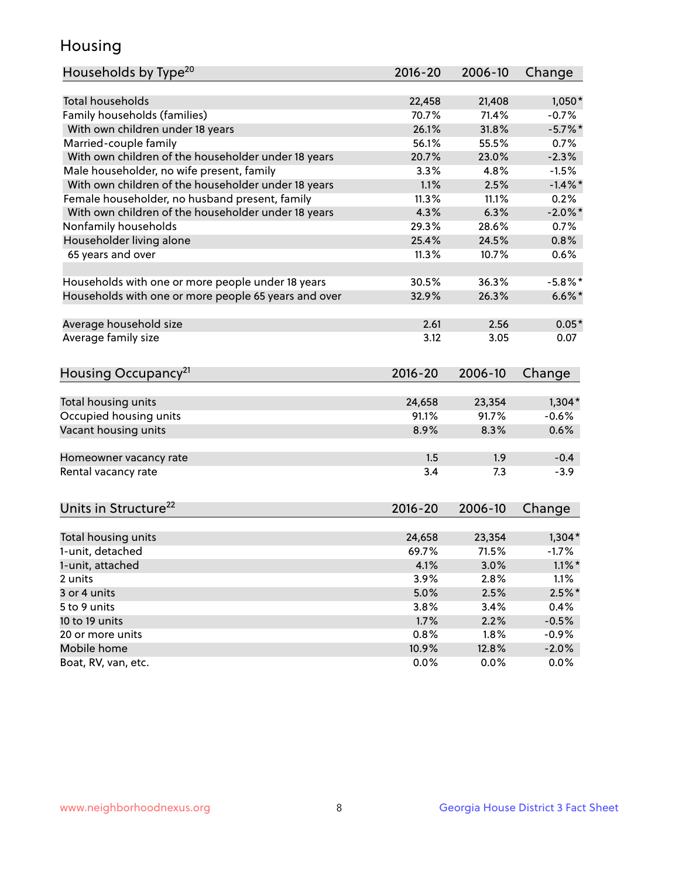# Housing

| Households by Type[20] | 2016-20 | 2006-10 | Change |
|---|---|---|---|
| Total households | 22,458 | 21,408 | 1,050* |
| Family households (families) | 70.7% | 71.4% | -0.7% |
| With own children under 18 years | 26.1% | 31.8% | -5.7%* |
| Married-couple family | 56.1% | 55.5% | 0.7% |
| With own children of the householder under 18 years | 20.7% | 23.0% | -2.3% |
| Male householder, no wife present, family | 3.3% | 4.8% | -1.5% |
| With own children of the householder under 18 years | 1.1% | 2.5% | -1.4%* |
| Female householder, no husband present, family | 11.3% | 11.1% | 0.2% |
| With own children of the householder under 18 years | 4.3% | 6.3% | -2.0%* |
| Nonfamily households | 29.3% | 28.6% | 0.7% |
| Householder living alone | 25.4% | 24.5% | 0.8% |
| 65 years and over | 11.3% | 10.7% | 0.6% |
| | | | |
| Households with one or more people under 18 years | 30.5% | 36.3% | -5.8%* |
| Households with one or more people 65 years and over | 32.9% | 26.3% | 6.6%* |
| | | | |
| Average household size | 2.61 | 2.56 | 0.05* |
| Average family size | 3.12 | 3.05 | 0.07 |

| Housing Occupancy[21] | 2016-20 | 2006-10 | Change |
|---|---|---|---|
| Total housing units | 24,658 | 23,354 | 1,304* |
| Occupied housing units | 91.1% | 91.7% | -0.6% |
| Vacant housing units | 8.9% | 8.3% | 0.6% |
| | | | |
| Homeowner vacancy rate | 1.5 | 1.9 | -0.4 |
| Rental vacancy rate | 3.4 | 7.3 | -3.9 |

| Units in Structure[22] | 2016-20 | 2006-10 | Change |
|---|---|---|---|
| Total housing units | 24,658 | 23,354 | 1,304* |
| 1-unit, detached | 69.7% | 71.5% | -1.7% |
| 1-unit, attached | 4.1% | 3.0% | 1.1%* |
| 2 units | 3.9% | 2.8% | 1.1% |
| 3 or 4 units | 5.0% | 2.5% | 2.5%* |
| 5 to 9 units | 3.8% | 3.4% | 0.4% |
| 10 to 19 units | 1.7% | 2.2% | -0.5% |
| 20 or more units | 0.8% | 1.8% | -0.9% |
| Mobile home | 10.9% | 12.8% | -2.0% |
| Boat, RV, van, etc. | 0.0% | 0.0% | 0.0% |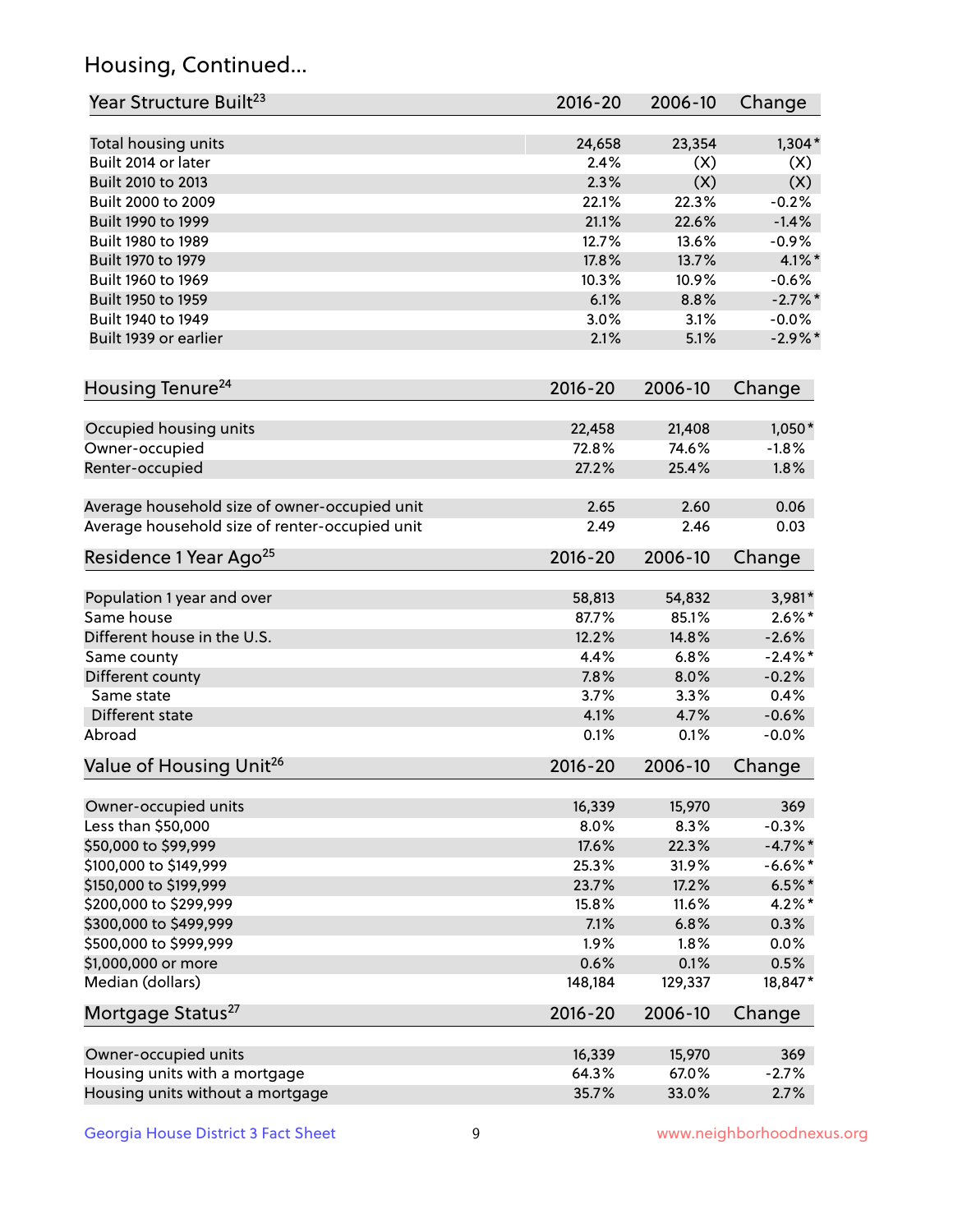## Housing, Continued...

| Year Structure Built[23] | 2016-20 | 2006-10 | Change |
|---|---|---|---|
| Total housing units | 24,658 | 23,354 | 1,304* |
| Built 2014 or later | 2.4% | (X) | (X) |
| Built 2010 to 2013 | 2.3% | (X) | (X) |
| Built 2000 to 2009 | 22.1% | 22.3% | -0.2% |
| Built 1990 to 1999 | 21.1% | 22.6% | -1.4% |
| Built 1980 to 1989 | 12.7% | 13.6% | -0.9% |
| Built 1970 to 1979 | 17.8% | 13.7% | 4.1%* |
| Built 1960 to 1969 | 10.3% | 10.9% | -0.6% |
| Built 1950 to 1959 | 6.1% | 8.8% | -2.7%* |
| Built 1940 to 1949 | 3.0% | 3.1% | -0.0% |
| Built 1939 or earlier | 2.1% | 5.1% | -2.9%* |

| Housing Tenure[24] | 2016-20 | 2006-10 | Change |
|---|---|---|---|
| Occupied housing units | 22,458 | 21,408 | 1,050* |
| Owner-occupied | 72.8% | 74.6% | -1.8% |
| Renter-occupied | 27.2% | 25.4% | 1.8% |
| Average household size of owner-occupied unit | 2.65 | 2.60 | 0.06 |
| Average household size of renter-occupied unit | 2.49 | 2.46 | 0.03 |

| Residence 1 Year Ago[25] | 2016-20 | 2006-10 | Change |
|---|---|---|---|
| Population 1 year and over | 58,813 | 54,832 | 3,981* |
| Same house | 87.7% | 85.1% | 2.6%* |
| Different house in the U.S. | 12.2% | 14.8% | -2.6% |
| Same county | 4.4% | 6.8% | -2.4%* |
| Different county | 7.8% | 8.0% | -0.2% |
| Same state | 3.7% | 3.3% | 0.4% |
| Different state | 4.1% | 4.7% | -0.6% |
| Abroad | 0.1% | 0.1% | -0.0% |

| Value of Housing Unit[26] | 2016-20 | 2006-10 | Change |
|---|---|---|---|
| Owner-occupied units | 16,339 | 15,970 | 369 |
| Less than $50,000 | 8.0% | 8.3% | -0.3% |
| $50,000 to $99,999 | 17.6% | 22.3% | -4.7%* |
| $100,000 to $149,999 | 25.3% | 31.9% | -6.6%* |
| $150,000 to $199,999 | 23.7% | 17.2% | 6.5%* |
| $200,000 to $299,999 | 15.8% | 11.6% | 4.2%* |
| $300,000 to $499,999 | 7.1% | 6.8% | 0.3% |
| $500,000 to $999,999 | 1.9% | 1.8% | 0.0% |
| $1,000,000 or more | 0.6% | 0.1% | 0.5% |
| Median (dollars) | 148,184 | 129,337 | 18,847* |

| Mortgage Status[27] | 2016-20 | 2006-10 | Change |
|---|---|---|---|
| Owner-occupied units | 16,339 | 15,970 | 369 |
| Housing units with a mortgage | 64.3% | 67.0% | -2.7% |
| Housing units without a mortgage | 35.7% | 33.0% | 2.7% |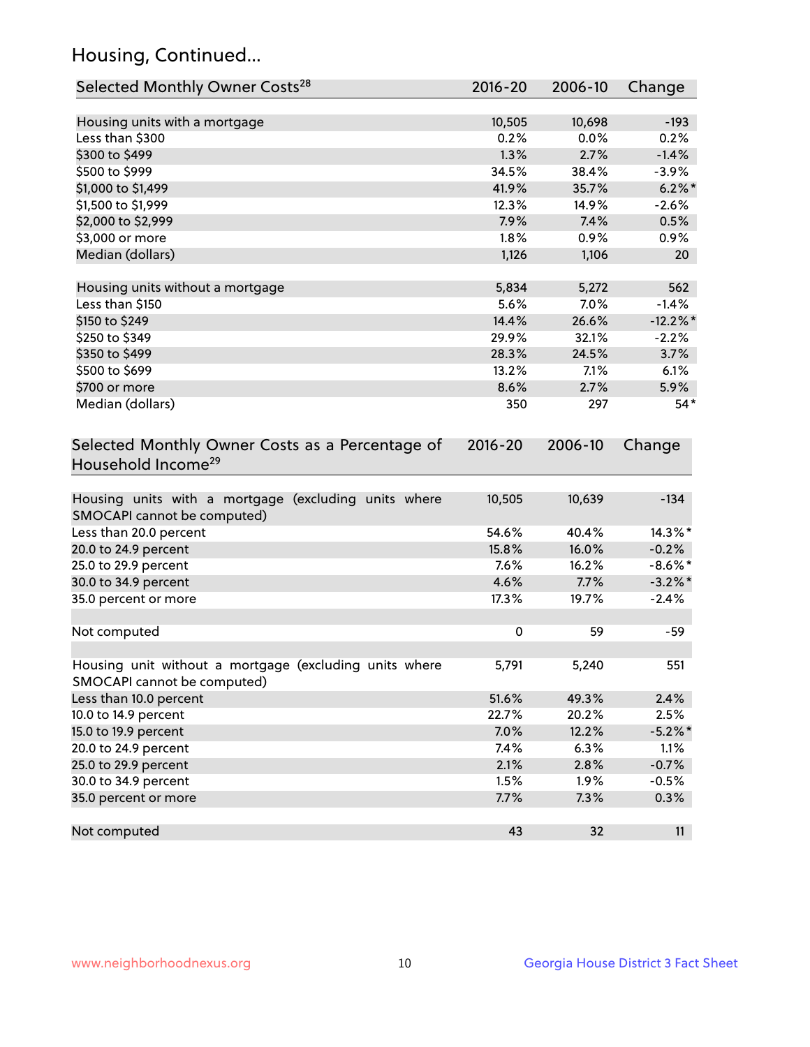## Housing, Continued...

| Selected Monthly Owner Costs[28] | 2016-20 | 2006-10 | Change |
|---|---|---|---|
| Housing units with a mortgage | 10,505 | 10,698 | -193 |
| Less than $300 | 0.2% | 0.0% | 0.2% |
| $300 to $499 | 1.3% | 2.7% | -1.4% |
| $500 to $999 | 34.5% | 38.4% | -3.9% |
| $1,000 to $1,499 | 41.9% | 35.7% | 6.2%* |
| $1,500 to $1,999 | 12.3% | 14.9% | -2.6% |
| $2,000 to $2,999 | 7.9% | 7.4% | 0.5% |
| $3,000 or more | 1.8% | 0.9% | 0.9% |
| Median (dollars) | 1,126 | 1,106 | 20 |
| | | | |
| Housing units without a mortgage | 5,834 | 5,272 | 562 |
| Less than $150 | 5.6% | 7.0% | -1.4% |
| $150 to $249 | 14.4% | 26.6% | -12.2%* |
| $250 to $349 | 29.9% | 32.1% | -2.2% |
| $350 to $499 | 28.3% | 24.5% | 3.7% |
| $500 to $699 | 13.2% | 7.1% | 6.1% |
| $700 or more | 8.6% | 2.7% | 5.9% |
| Median (dollars) | 350 | 297 | 54* |

| Selected Monthly Owner Costs as a Percentage of Household Income[29] | 2016-20 | 2006-10 | Change |
|---|---|---|---|
| Housing units with a mortgage (excluding units where SMOCAPI cannot be computed) | 10,505 | 10,639 | -134 |
| Less than 20.0 percent | 54.6% | 40.4% | 14.3%* |
| 20.0 to 24.9 percent | 15.8% | 16.0% | -0.2% |
| 25.0 to 29.9 percent | 7.6% | 16.2% | -8.6%* |
| 30.0 to 34.9 percent | 4.6% | 7.7% | -3.2%* |
| 35.0 percent or more | 17.3% | 19.7% | -2.4% |
| | | | |
| Not computed | 0 | 59 | -59 |
| | | | |
| Housing unit without a mortgage (excluding units where SMOCAPI cannot be computed) | 5,791 | 5,240 | 551 |
| Less than 10.0 percent | 51.6% | 49.3% | 2.4% |
| 10.0 to 14.9 percent | 22.7% | 20.2% | 2.5% |
| 15.0 to 19.9 percent | 7.0% | 12.2% | -5.2%* |
| 20.0 to 24.9 percent | 7.4% | 6.3% | 1.1% |
| 25.0 to 29.9 percent | 2.1% | 2.8% | -0.7% |
| 30.0 to 34.9 percent | 1.5% | 1.9% | -0.5% |
| 35.0 percent or more | 7.7% | 7.3% | 0.3% |
| | | | |
| Not computed | 43 | 32 | 11 |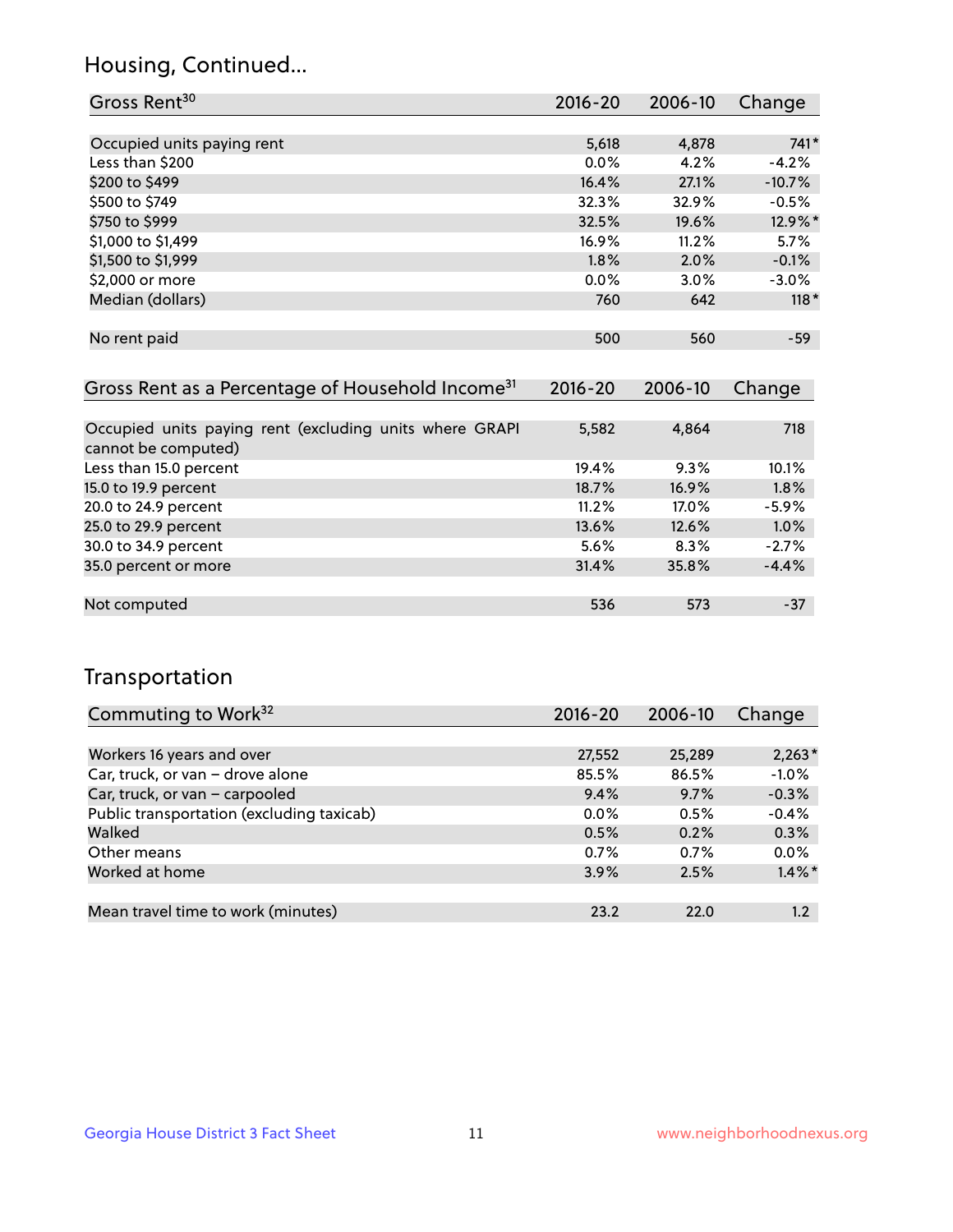## Housing, Continued...

| Gross Rent[30] | 2016-20 | 2006-10 | Change |
|---|---|---|---|
| Occupied units paying rent | 5,618 | 4,878 | 741* |
| Less than $200 | 0.0% | 4.2% | -4.2% |
| $200 to $499 | 16.4% | 27.1% | -10.7% |
| $500 to $749 | 32.3% | 32.9% | -0.5% |
| $750 to $999 | 32.5% | 19.6% | 12.9%* |
| $1,000 to $1,499 | 16.9% | 11.2% | 5.7% |
| $1,500 to $1,999 | 1.8% | 2.0% | -0.1% |
| $2,000 or more | 0.0% | 3.0% | -3.0% |
| Median (dollars) | 760 | 642 | 118* |
| No rent paid | 500 | 560 | -59 |

| Gross Rent as a Percentage of Household Income[31] | 2016-20 | 2006-10 | Change |
|---|---|---|---|
| Occupied units paying rent (excluding units where GRAPI cannot be computed) | 5,582 | 4,864 | 718 |
| Less than 15.0 percent | 19.4% | 9.3% | 10.1% |
| 15.0 to 19.9 percent | 18.7% | 16.9% | 1.8% |
| 20.0 to 24.9 percent | 11.2% | 17.0% | -5.9% |
| 25.0 to 29.9 percent | 13.6% | 12.6% | 1.0% |
| 30.0 to 34.9 percent | 5.6% | 8.3% | -2.7% |
| 35.0 percent or more | 31.4% | 35.8% | -4.4% |
| Not computed | 536 | 573 | -37 |

## Transportation

| Commuting to Work[32] | 2016-20 | 2006-10 | Change |
|---|---|---|---|
| Workers 16 years and over | 27,552 | 25,289 | 2,263* |
| Car, truck, or van – drove alone | 85.5% | 86.5% | -1.0% |
| Car, truck, or van – carpooled | 9.4% | 9.7% | -0.3% |
| Public transportation (excluding taxicab) | 0.0% | 0.5% | -0.4% |
| Walked | 0.5% | 0.2% | 0.3% |
| Other means | 0.7% | 0.7% | 0.0% |
| Worked at home | 3.9% | 2.5% | 1.4%* |
| Mean travel time to work (minutes) | 23.2 | 22.0 | 1.2 |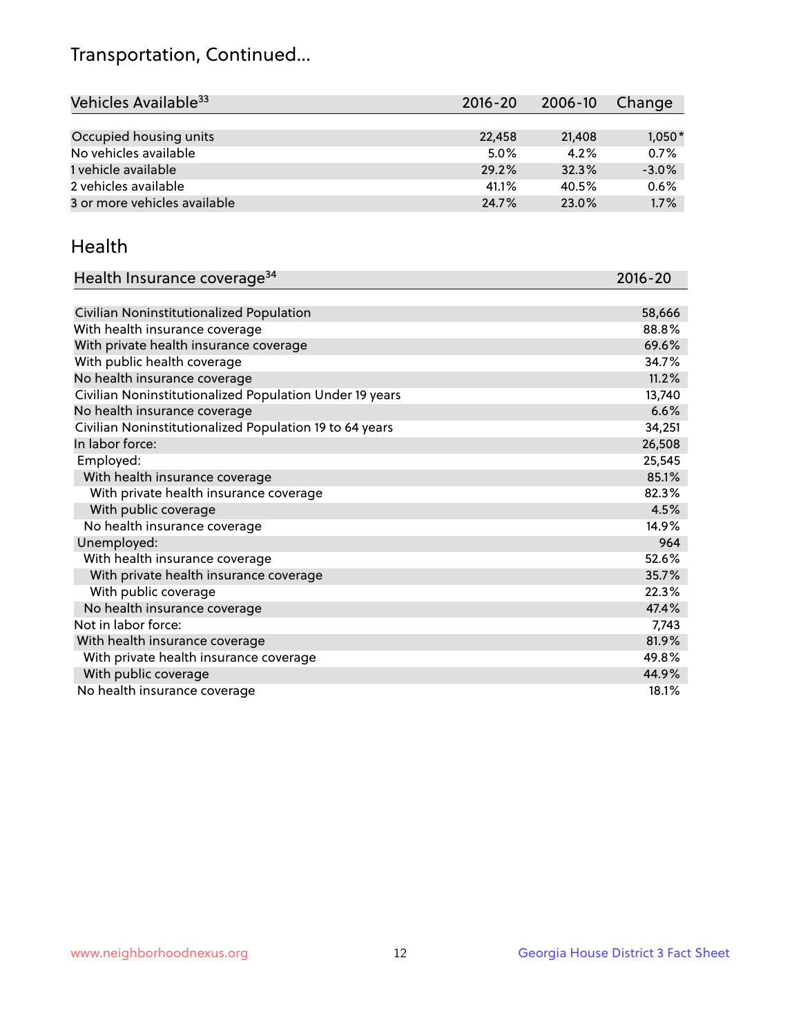# Transportation, Continued...

| Vehicles Available[33] | 2016-20 | 2006-10 | Change |
|---|---|---|---|
| Occupied housing units | 22,458 | 21,408 | 1,050* |
| No vehicles available | 5.0% | 4.2% | 0.7% |
| 1 vehicle available | 29.2% | 32.3% | -3.0% |
| 2 vehicles available | 41.1% | 40.5% | 0.6% |
| 3 or more vehicles available | 24.7% | 23.0% | 1.7% |

## Health

| Health Insurance coverage[34] | 2016-20 |
|---|---|
| Civilian Noninstitutionalized Population | 58,666 |
| With health insurance coverage | 88.8% |
| With private health insurance coverage | 69.6% |
| With public health coverage | 34.7% |
| No health insurance coverage | 11.2% |
| Civilian Noninstitutionalized Population Under 19 years | 13,740 |
| No health insurance coverage | 6.6% |
| Civilian Noninstitutionalized Population 19 to 64 years | 34,251 |
| In labor force: | 26,508 |
| Employed: | 25,545 |
| With health insurance coverage | 85.1% |
| With private health insurance coverage | 82.3% |
| With public coverage | 4.5% |
| No health insurance coverage | 14.9% |
| Unemployed: | 964 |
| With health insurance coverage | 52.6% |
| With private health insurance coverage | 35.7% |
| With public coverage | 22.3% |
| No health insurance coverage | 47.4% |
| Not in labor force: | 7,743 |
| With health insurance coverage | 81.9% |
| With private health insurance coverage | 49.8% |
| With public coverage | 44.9% |
| No health insurance coverage | 18.1% |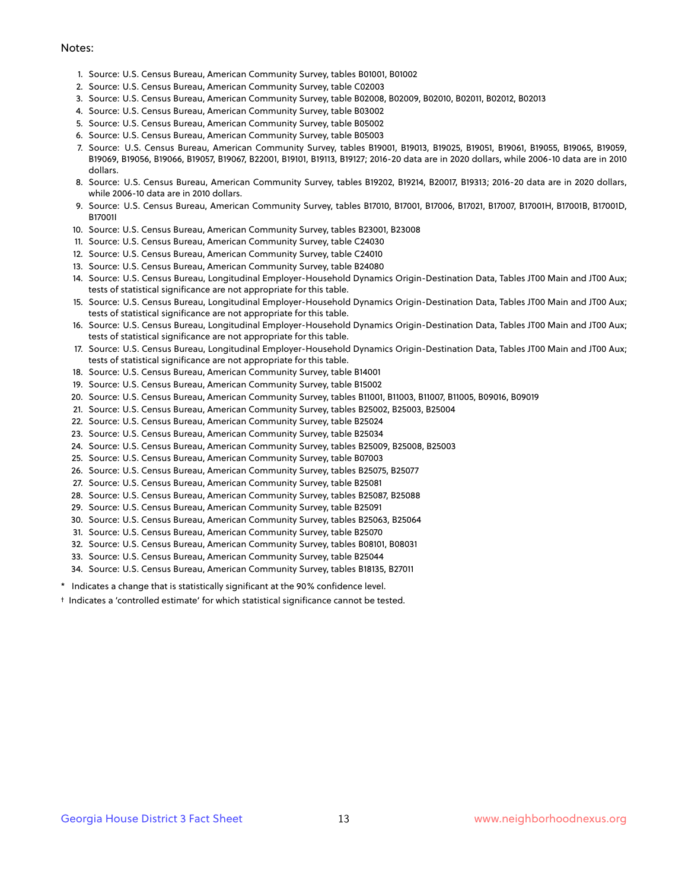Notes:

1. Source: U.S. Census Bureau, American Community Survey, tables B01001, B01002
2. Source: U.S. Census Bureau, American Community Survey, table C02003
3. Source: U.S. Census Bureau, American Community Survey, table B02008, B02009, B02010, B02011, B02012, B02013
4. Source: U.S. Census Bureau, American Community Survey, table B03002
5. Source: U.S. Census Bureau, American Community Survey, table B05002
6. Source: U.S. Census Bureau, American Community Survey, table B05003
7. Source: U.S. Census Bureau, American Community Survey, tables B19001, B19013, B19025, B19051, B19061, B19055, B19065, B19059, B19069, B19056, B19066, B19057, B19067, B22001, B19101, B19113, B19127; 2016-20 data are in 2020 dollars, while 2006-10 data are in 2010 dollars.
8. Source: U.S. Census Bureau, American Community Survey, tables B19202, B19214, B20017, B19313; 2016-20 data are in 2020 dollars, while 2006-10 data are in 2010 dollars.
9. Source: U.S. Census Bureau, American Community Survey, tables B17010, B17001, B17006, B17021, B17007, B17001H, B17001B, B17001D, B17001I
10. Source: U.S. Census Bureau, American Community Survey, tables B23001, B23008
11. Source: U.S. Census Bureau, American Community Survey, table C24030
12. Source: U.S. Census Bureau, American Community Survey, table C24010
13. Source: U.S. Census Bureau, American Community Survey, table B24080
14. Source: U.S. Census Bureau, Longitudinal Employer-Household Dynamics Origin-Destination Data, Tables JT00 Main and JT00 Aux; tests of statistical significance are not appropriate for this table.
15. Source: U.S. Census Bureau, Longitudinal Employer-Household Dynamics Origin-Destination Data, Tables JT00 Main and JT00 Aux; tests of statistical significance are not appropriate for this table.
16. Source: U.S. Census Bureau, Longitudinal Employer-Household Dynamics Origin-Destination Data, Tables JT00 Main and JT00 Aux; tests of statistical significance are not appropriate for this table.
17. Source: U.S. Census Bureau, Longitudinal Employer-Household Dynamics Origin-Destination Data, Tables JT00 Main and JT00 Aux; tests of statistical significance are not appropriate for this table.
18. Source: U.S. Census Bureau, American Community Survey, table B14001
19. Source: U.S. Census Bureau, American Community Survey, table B15002
20. Source: U.S. Census Bureau, American Community Survey, tables B11001, B11003, B11007, B11005, B09016, B09019
21. Source: U.S. Census Bureau, American Community Survey, tables B25002, B25003, B25004
22. Source: U.S. Census Bureau, American Community Survey, table B25024
23. Source: U.S. Census Bureau, American Community Survey, table B25034
24. Source: U.S. Census Bureau, American Community Survey, tables B25009, B25008, B25003
25. Source: U.S. Census Bureau, American Community Survey, table B07003
26. Source: U.S. Census Bureau, American Community Survey, tables B25075, B25077
27. Source: U.S. Census Bureau, American Community Survey, table B25081
28. Source: U.S. Census Bureau, American Community Survey, tables B25087, B25088
29. Source: U.S. Census Bureau, American Community Survey, table B25091
30. Source: U.S. Census Bureau, American Community Survey, tables B25063, B25064
31. Source: U.S. Census Bureau, American Community Survey, table B25070
32. Source: U.S. Census Bureau, American Community Survey, tables B08101, B08031
33. Source: U.S. Census Bureau, American Community Survey, table B25044
34. Source: U.S. Census Bureau, American Community Survey, tables B18135, B27011

\* Indicates a change that is statistically significant at the 90% confidence level.

† Indicates a 'controlled estimate' for which statistical significance cannot be tested.